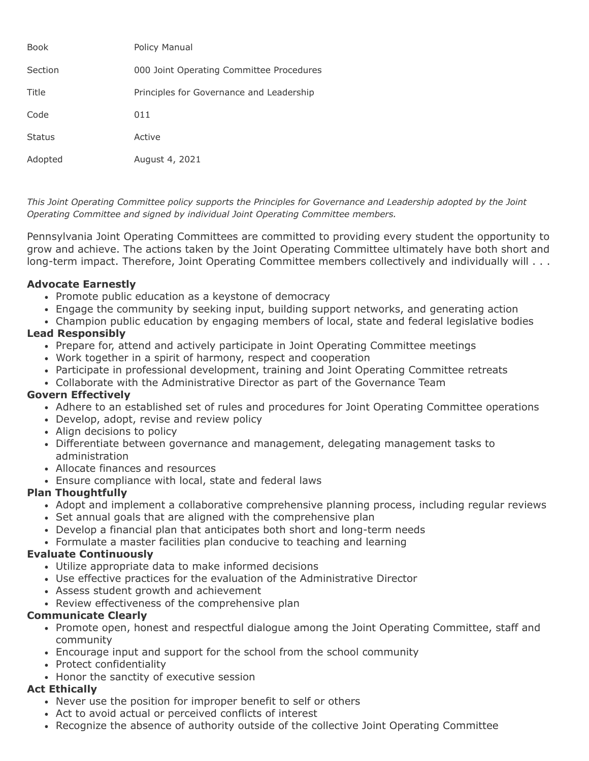| | |
|---|---|
| Book | Policy Manual |
| Section | 000 Joint Operating Committee Procedures |
| Title | Principles for Governance and Leadership |
| Code | 011 |
| Status | Active |
| Adopted | August 4, 2021 |

*This Joint Operating Committee policy supports the Principles for Governance and Leadership adopted by the Joint Operating Committee and signed by individual Joint Operating Committee members.*

Pennsylvania Joint Operating Committees are committed to providing every student the opportunity to grow and achieve. The actions taken by the Joint Operating Committee ultimately have both short and long-term impact. Therefore, Joint Operating Committee members collectively and individually will . . .

**Advocate Earnestly**

- Promote public education as a keystone of democracy
- Engage the community by seeking input, building support networks, and generating action
- Champion public education by engaging members of local, state and federal legislative bodies

**Lead Responsibly**

- Prepare for, attend and actively participate in Joint Operating Committee meetings
- Work together in a spirit of harmony, respect and cooperation
- Participate in professional development, training and Joint Operating Committee retreats
- Collaborate with the Administrative Director as part of the Governance Team

**Govern Effectively**

- Adhere to an established set of rules and procedures for Joint Operating Committee operations
- Develop, adopt, revise and review policy
- Align decisions to policy
- Differentiate between governance and management, delegating management tasks to administration
- Allocate finances and resources
- Ensure compliance with local, state and federal laws

**Plan Thoughtfully**

- Adopt and implement a collaborative comprehensive planning process, including regular reviews
- Set annual goals that are aligned with the comprehensive plan
- Develop a financial plan that anticipates both short and long-term needs
- Formulate a master facilities plan conducive to teaching and learning

**Evaluate Continuously**

- Utilize appropriate data to make informed decisions
- Use effective practices for the evaluation of the Administrative Director
- Assess student growth and achievement
- Review effectiveness of the comprehensive plan

**Communicate Clearly**

- Promote open, honest and respectful dialogue among the Joint Operating Committee, staff and community
- Encourage input and support for the school from the school community
- Protect confidentiality
- Honor the sanctity of executive session

**Act Ethically**

- Never use the position for improper benefit to self or others
- Act to avoid actual or perceived conflicts of interest
- Recognize the absence of authority outside of the collective Joint Operating Committee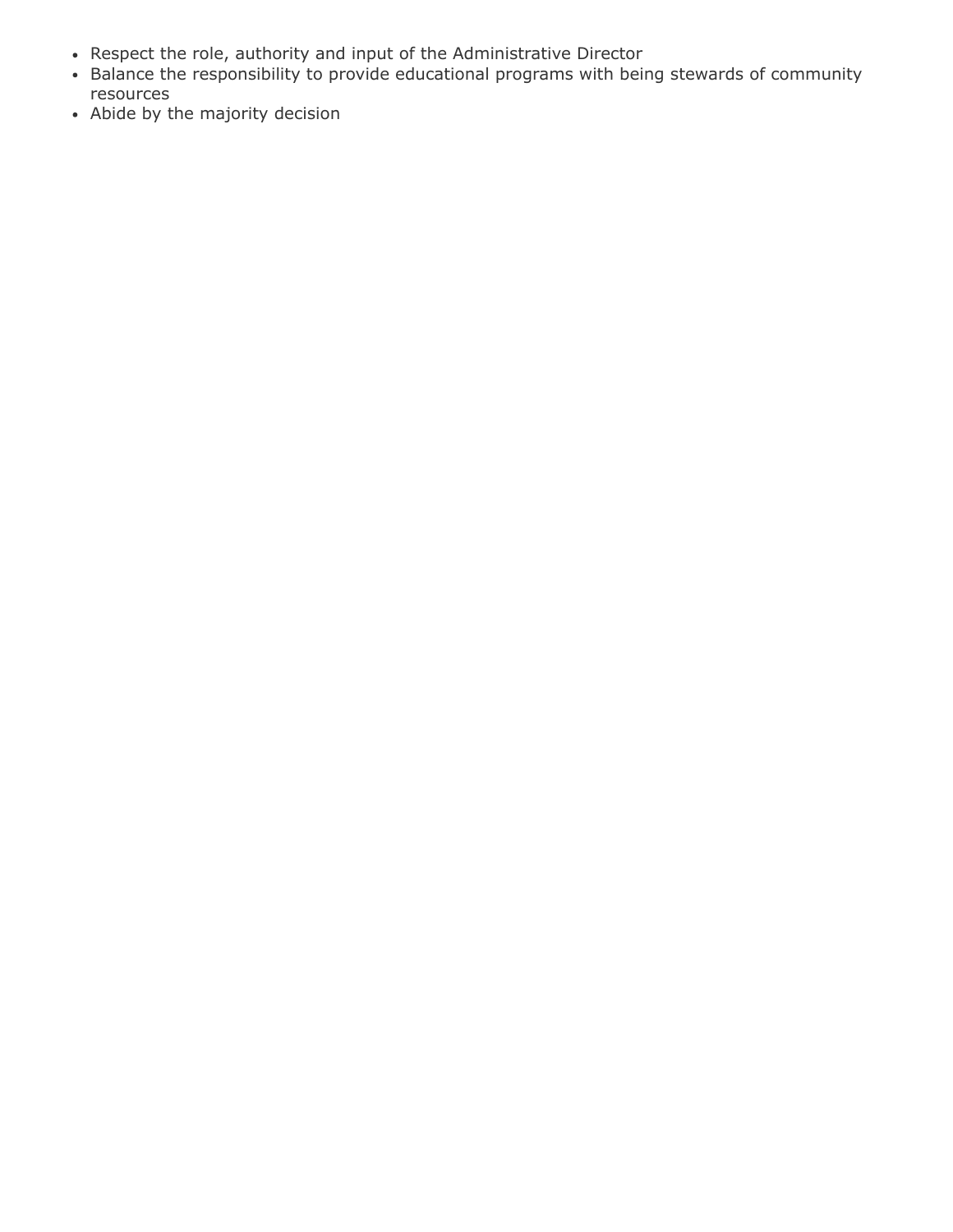- Respect the role, authority and input of the Administrative Director
- Balance the responsibility to provide educational programs with being stewards of community resources
- Abide by the majority decision